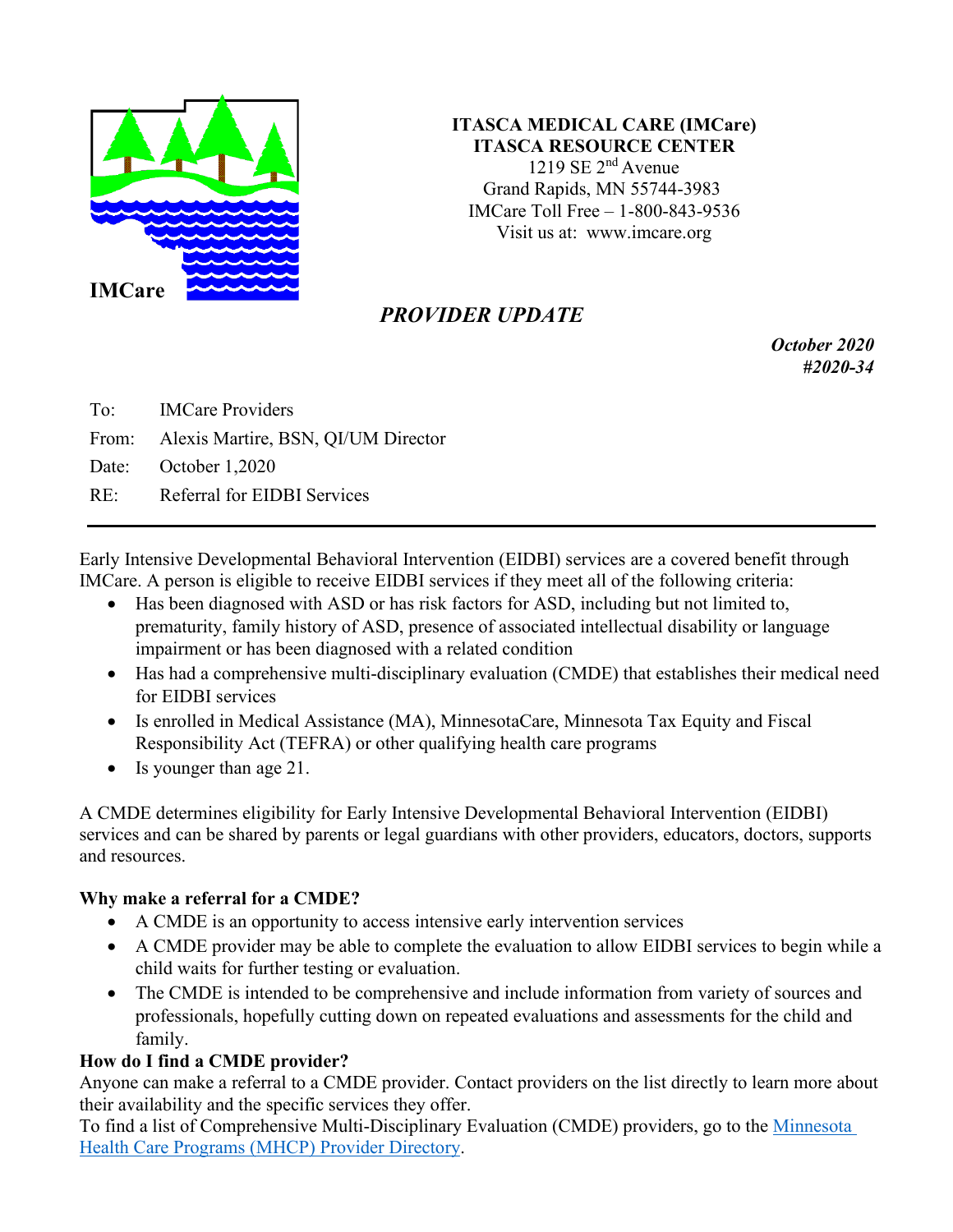**IMCare**

**ITASCA MEDICAL CARE (IMCare)**
**ITASCA RESOURCE CENTER**
1219 SE 2nd Avenue
Grand Rapids, MN 55744-3983
IMCare Toll Free – 1-800-843-9536
Visit us at: www.imcare.org

# *PROVIDER UPDATE*

***October 2020***
***#2020-34***

To: IMCare Providers
From: Alexis Martire, BSN, QI/UM Director
Date: October 1,2020
RE: Referral for EIDBI Services

---

Early Intensive Developmental Behavioral Intervention (EIDBI) services are a covered benefit through IMCare. A person is eligible to receive EIDBI services if they meet all of the following criteria:

- Has been diagnosed with ASD or has risk factors for ASD, including but not limited to, prematurity, family history of ASD, presence of associated intellectual disability or language impairment or has been diagnosed with a related condition
- Has had a comprehensive multi-disciplinary evaluation (CMDE) that establishes their medical need for EIDBI services
- Is enrolled in Medical Assistance (MA), MinnesotaCare, Minnesota Tax Equity and Fiscal Responsibility Act (TEFRA) or other qualifying health care programs
- Is younger than age 21.

A CMDE determines eligibility for Early Intensive Developmental Behavioral Intervention (EIDBI) services and can be shared by parents or legal guardians with other providers, educators, doctors, supports and resources.

**Why make a referral for a CMDE?**

- A CMDE is an opportunity to access intensive early intervention services
- A CMDE provider may be able to complete the evaluation to allow EIDBI services to begin while a child waits for further testing or evaluation.
- The CMDE is intended to be comprehensive and include information from variety of sources and professionals, hopefully cutting down on repeated evaluations and assessments for the child and family.

**How do I find a CMDE provider?**

Anyone can make a referral to a CMDE provider. Contact providers on the list directly to learn more about their availability and the specific services they offer.

To find a list of Comprehensive Multi-Disciplinary Evaluation (CMDE) providers, go to the Minnesota Health Care Programs (MHCP) Provider Directory.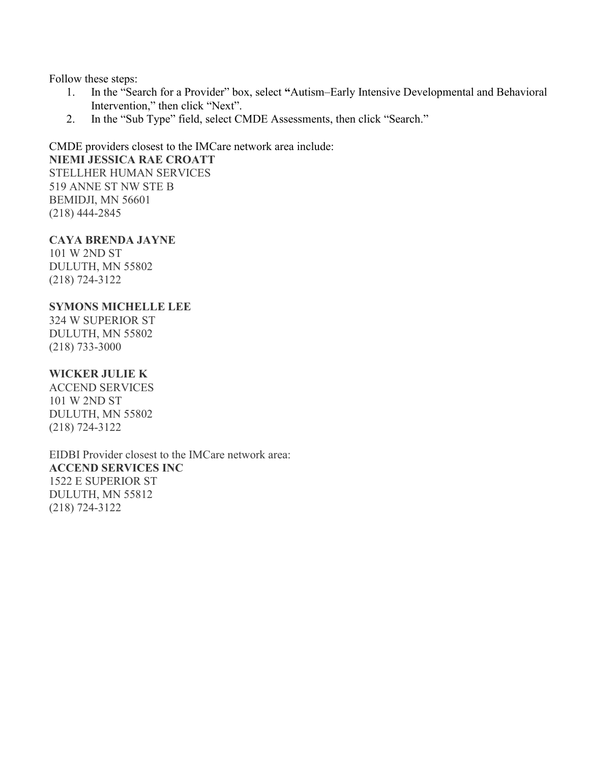Follow these steps:

1. In the "Search for a Provider" box, select **"**Autism–Early Intensive Developmental and Behavioral Intervention," then click "Next".
2. In the "Sub Type" field, select CMDE Assessments, then click "Search."

CMDE providers closest to the IMCare network area include:

**NIEMI JESSICA RAE CROATT**
STELLHER HUMAN SERVICES
519 ANNE ST NW STE B
BEMIDJI, MN 56601
(218) 444-2845

**CAYA BRENDA JAYNE**
101 W 2ND ST
DULUTH, MN 55802
(218) 724-3122

**SYMONS MICHELLE LEE**
324 W SUPERIOR ST
DULUTH, MN 55802
(218) 733-3000

**WICKER JULIE K**
ACCEND SERVICES
101 W 2ND ST
DULUTH, MN 55802
(218) 724-3122

EIDBI Provider closest to the IMCare network area:

**ACCEND SERVICES INC**
1522 E SUPERIOR ST
DULUTH, MN 55812
(218) 724-3122